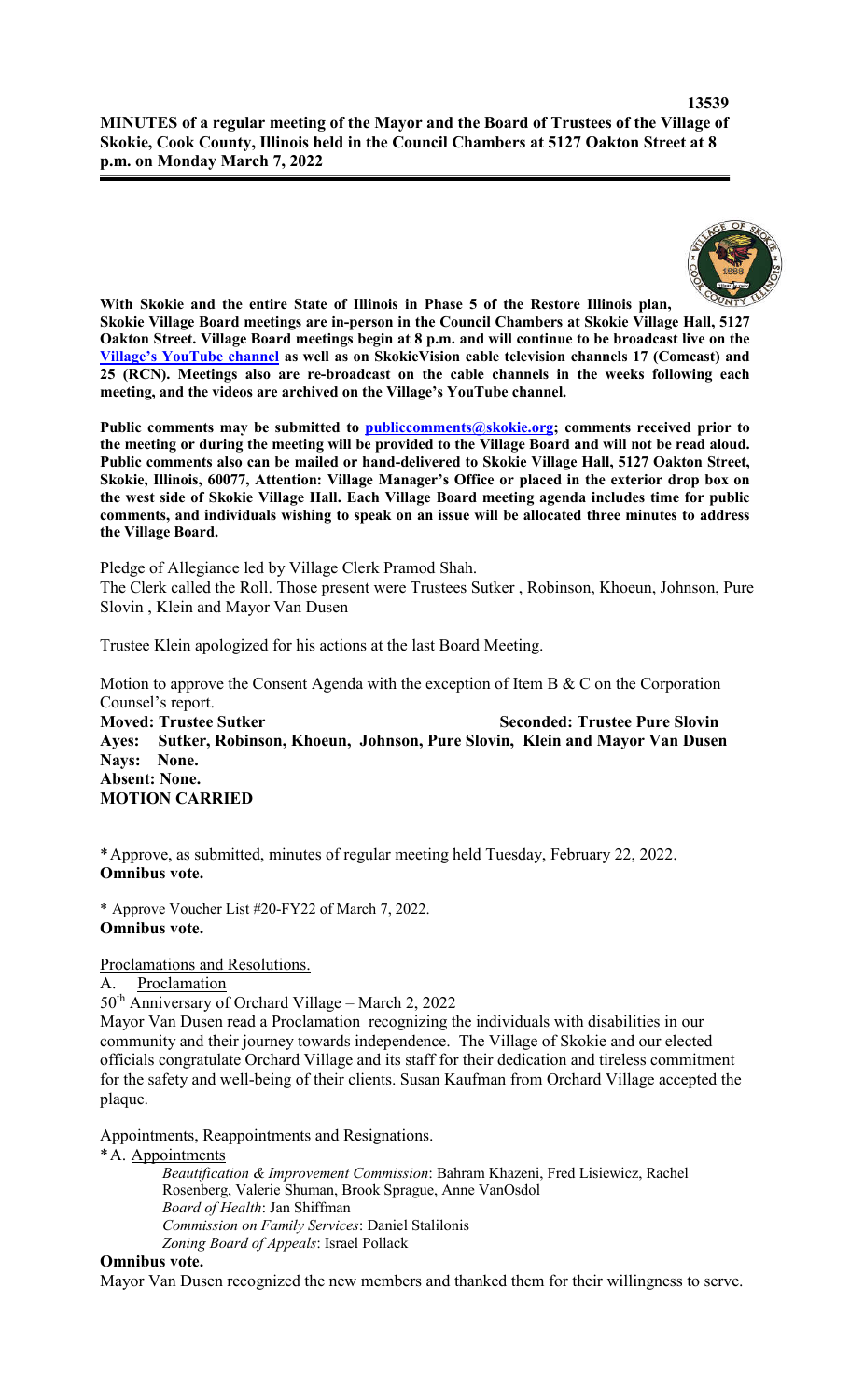**MINUTES of a regular meeting of the Mayor and the Board of Trustees of the Village of Skokie, Cook County, Illinois held in the Council Chambers at 5127 Oakton Street at 8 p.m. on Monday March 7, 2022**

**With Skokie and the entire State of Illinois in Phase 5 of the Restore Illinois plan, Skokie Village Board meetings are in-person in the Council Chambers at Skokie Village Hall, 5127 Oakton Street. Village Board meetings begin at 8 p.m. and will continue to be broadcast live on the Village's YouTube channel as well as on SkokieVision cable television channels 17 (Comcast) and 25 (RCN). Meetings also are re-broadcast on the cable channels in the weeks following each meeting, and the videos are archived on the Village's YouTube channel.**

**Public comments may be submitted to publiccomments@skokie.org; comments received prior to the meeting or during the meeting will be provided to the Village Board and will not be read aloud. Public comments also can be mailed or hand-delivered to Skokie Village Hall, 5127 Oakton Street, Skokie, Illinois, 60077, Attention: Village Manager's Office or placed in the exterior drop box on the west side of Skokie Village Hall. Each Village Board meeting agenda includes time for public comments, and individuals wishing to speak on an issue will be allocated three minutes to address the Village Board.**

Pledge of Allegiance led by Village Clerk Pramod Shah.
The Clerk called the Roll. Those present were Trustees Sutker , Robinson, Khoeun, Johnson, Pure Slovin , Klein and Mayor Van Dusen

Trustee Klein apologized for his actions at the last Board Meeting.

Motion to approve the Consent Agenda with the exception of Item B & C on the Corporation Counsel's report.
**Moved: Trustee Sutker** **Seconded: Trustee Pure Slovin**
**Ayes: Sutker, Robinson, Khoeun, Johnson, Pure Slovin, Klein and Mayor Van Dusen**
**Nays: None.**
**Absent: None.**
**MOTION CARRIED**

*Approve, as submitted, minutes of regular meeting held Tuesday, February 22, 2022.
**Omnibus vote.**

* Approve Voucher List #20-FY22 of March 7, 2022.
**Omnibus vote.**

Proclamations and Resolutions.

A. Proclamation

50th Anniversary of Orchard Village – March 2, 2022

Mayor Van Dusen read a Proclamation recognizing the individuals with disabilities in our community and their journey towards independence. The Village of Skokie and our elected officials congratulate Orchard Village and its staff for their dedication and tireless commitment for the safety and well-being of their clients. Susan Kaufman from Orchard Village accepted the plaque.

Appointments, Reappointments and Resignations.

*A. Appointments

*Beautification & Improvement Commission*: Bahram Khazeni, Fred Lisiewicz, Rachel Rosenberg, Valerie Shuman, Brook Sprague, Anne VanOsdol
*Board of Health*: Jan Shiffman
*Commission on Family Services*: Daniel Stalilonis
*Zoning Board of Appeals*: Israel Pollack

**Omnibus vote.**

Mayor Van Dusen recognized the new members and thanked them for their willingness to serve.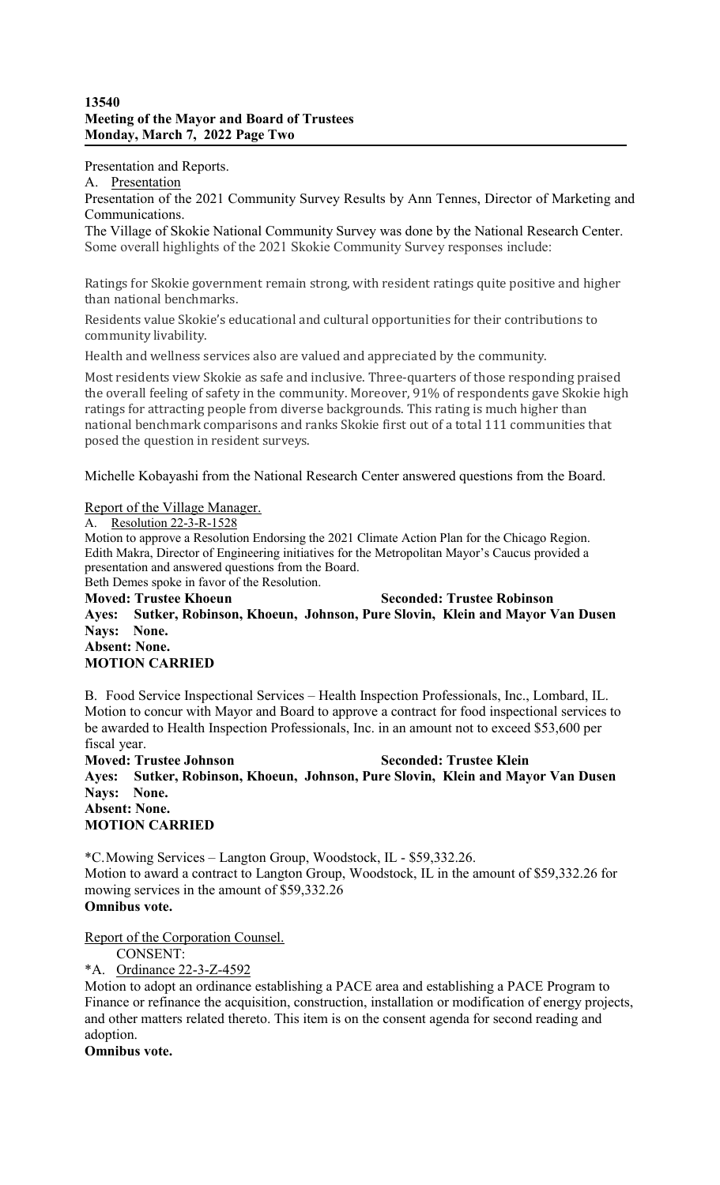Presentation and Reports.

A. Presentation

Presentation of the 2021 Community Survey Results by Ann Tennes, Director of Marketing and Communications.

The Village of Skokie National Community Survey was done by the National Research Center. Some overall highlights of the 2021 Skokie Community Survey responses include:

Ratings for Skokie government remain strong, with resident ratings quite positive and higher than national benchmarks.

Residents value Skokie's educational and cultural opportunities for their contributions to community livability.

Health and wellness services also are valued and appreciated by the community.

Most residents view Skokie as safe and inclusive. Three-quarters of those responding praised the overall feeling of safety in the community. Moreover, 91% of respondents gave Skokie high ratings for attracting people from diverse backgrounds. This rating is much higher than national benchmark comparisons and ranks Skokie first out of a total 111 communities that posed the question in resident surveys.

Michelle Kobayashi from the National Research Center answered questions from the Board.

Report of the Village Manager.

A. Resolution 22-3-R-1528

Motion to approve a Resolution Endorsing the 2021 Climate Action Plan for the Chicago Region. Edith Makra, Director of Engineering initiatives for the Metropolitan Mayor's Caucus provided a presentation and answered questions from the Board.

Beth Demes spoke in favor of the Resolution.

**Moved: Trustee Khoeun** **Seconded: Trustee Robinson**
**Ayes: Sutker, Robinson, Khoeun, Johnson, Pure Slovin, Klein and Mayor Van Dusen**
**Nays: None.**
**Absent: None.**
**MOTION CARRIED**

B. Food Service Inspectional Services – Health Inspection Professionals, Inc., Lombard, IL.

Motion to concur with Mayor and Board to approve a contract for food inspectional services to be awarded to Health Inspection Professionals, Inc. in an amount not to exceed $53,600 per fiscal year.

**Moved: Trustee Johnson** **Seconded: Trustee Klein**
**Ayes: Sutker, Robinson, Khoeun, Johnson, Pure Slovin, Klein and Mayor Van Dusen**
**Nays: None.**
**Absent: None.**
**MOTION CARRIED**

*C. Mowing Services – Langton Group, Woodstock, IL - $59,332.26.

Motion to award a contract to Langton Group, Woodstock, IL in the amount of $59,332.26 for mowing services in the amount of $59,332.26

**Omnibus vote.**

Report of the Corporation Counsel.

CONSENT:

*A. Ordinance 22-3-Z-4592

Motion to adopt an ordinance establishing a PACE area and establishing a PACE Program to Finance or refinance the acquisition, construction, installation or modification of energy projects, and other matters related thereto. This item is on the consent agenda for second reading and adoption.

**Omnibus vote.**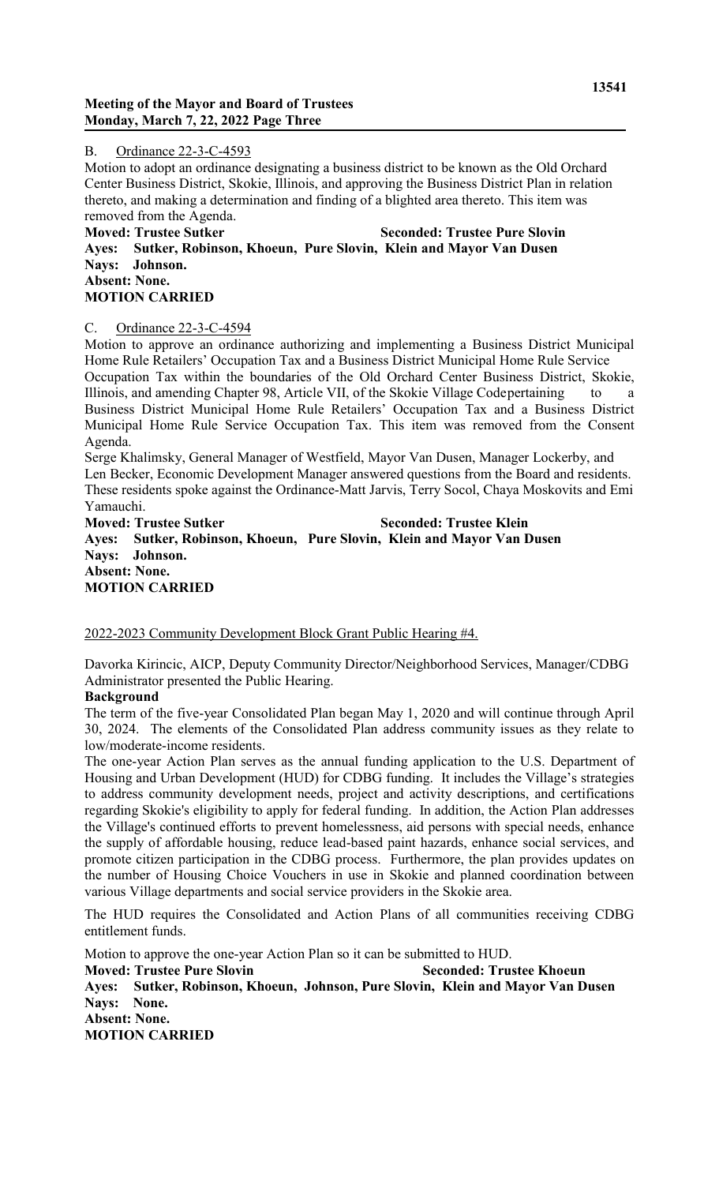B. Ordinance 22-3-C-4593

Motion to adopt an ordinance designating a business district to be known as the Old Orchard Center Business District, Skokie, Illinois, and approving the Business District Plan in relation thereto, and making a determination and finding of a blighted area thereto. This item was removed from the Agenda.

**Moved: Trustee Sutker** **Seconded: Trustee Pure Slovin**
**Ayes: Sutker, Robinson, Khoeun, Pure Slovin, Klein and Mayor Van Dusen**
**Nays: Johnson.**
**Absent: None.**
**MOTION CARRIED**

C. Ordinance 22-3-C-4594

Motion to approve an ordinance authorizing and implementing a Business District Municipal Home Rule Retailers' Occupation Tax and a Business District Municipal Home Rule Service Occupation Tax within the boundaries of the Old Orchard Center Business District, Skokie, Illinois, and amending Chapter 98, Article VII, of the Skokie Village Codepertaining to a Business District Municipal Home Rule Retailers' Occupation Tax and a Business District Municipal Home Rule Service Occupation Tax. This item was removed from the Consent Agenda.

Serge Khalimsky, General Manager of Westfield, Mayor Van Dusen, Manager Lockerby, and Len Becker, Economic Development Manager answered questions from the Board and residents. These residents spoke against the Ordinance-Matt Jarvis, Terry Socol, Chaya Moskovits and Emi Yamauchi.

**Moved: Trustee Sutker** **Seconded: Trustee Klein**
**Ayes: Sutker, Robinson, Khoeun, Pure Slovin, Klein and Mayor Van Dusen**
**Nays: Johnson.**
**Absent: None.**
**MOTION CARRIED**

2022-2023 Community Development Block Grant Public Hearing #4.

Davorka Kirincic, AICP, Deputy Community Director/Neighborhood Services, Manager/CDBG Administrator presented the Public Hearing.

**Background**

The term of the five-year Consolidated Plan began May 1, 2020 and will continue through April 30, 2024. The elements of the Consolidated Plan address community issues as they relate to low/moderate-income residents.

The one-year Action Plan serves as the annual funding application to the U.S. Department of Housing and Urban Development (HUD) for CDBG funding. It includes the Village's strategies to address community development needs, project and activity descriptions, and certifications regarding Skokie's eligibility to apply for federal funding. In addition, the Action Plan addresses the Village's continued efforts to prevent homelessness, aid persons with special needs, enhance the supply of affordable housing, reduce lead-based paint hazards, enhance social services, and promote citizen participation in the CDBG process. Furthermore, the plan provides updates on the number of Housing Choice Vouchers in use in Skokie and planned coordination between various Village departments and social service providers in the Skokie area.

The HUD requires the Consolidated and Action Plans of all communities receiving CDBG entitlement funds.

Motion to approve the one-year Action Plan so it can be submitted to HUD.

**Moved: Trustee Pure Slovin** **Seconded: Trustee Khoeun**
**Ayes: Sutker, Robinson, Khoeun, Johnson, Pure Slovin, Klein and Mayor Van Dusen**
**Nays: None.**
**Absent: None.**
**MOTION CARRIED**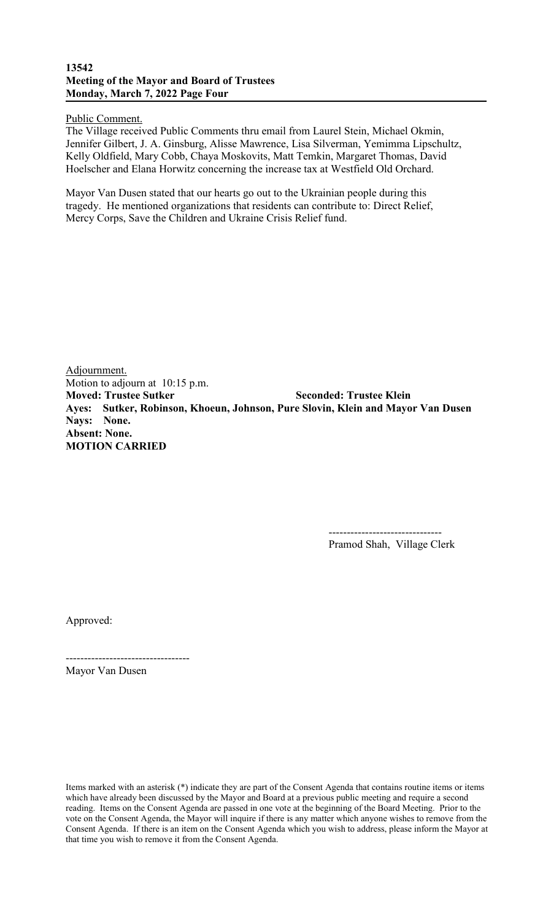Public Comment.
The Village received Public Comments thru email from Laurel Stein, Michael Okmin, Jennifer Gilbert, J. A. Ginsburg, Alisse Mawrence, Lisa Silverman, Yemimma Lipschultz, Kelly Oldfield, Mary Cobb, Chaya Moskovits, Matt Temkin, Margaret Thomas, David Hoelscher and Elana Horwitz concerning the increase tax at Westfield Old Orchard.

Mayor Van Dusen stated that our hearts go out to the Ukrainian people during this tragedy. He mentioned organizations that residents can contribute to: Direct Relief, Mercy Corps, Save the Children and Ukraine Crisis Relief fund.

Adjournment.
Motion to adjourn at 10:15 p.m.
**Moved: Trustee Sutker** **Seconded: Trustee Klein**
**Ayes: Sutker, Robinson, Khoeun, Johnson, Pure Slovin, Klein and Mayor Van Dusen**
**Nays: None.**
**Absent: None.**
**MOTION CARRIED**

-------------------------------
Pramod Shah, Village Clerk

Approved:

----------------------------------
Mayor Van Dusen

Items marked with an asterisk (*) indicate they are part of the Consent Agenda that contains routine items or items which have already been discussed by the Mayor and Board at a previous public meeting and require a second reading. Items on the Consent Agenda are passed in one vote at the beginning of the Board Meeting. Prior to the vote on the Consent Agenda, the Mayor will inquire if there is any matter which anyone wishes to remove from the Consent Agenda. If there is an item on the Consent Agenda which you wish to address, please inform the Mayor at that time you wish to remove it from the Consent Agenda.